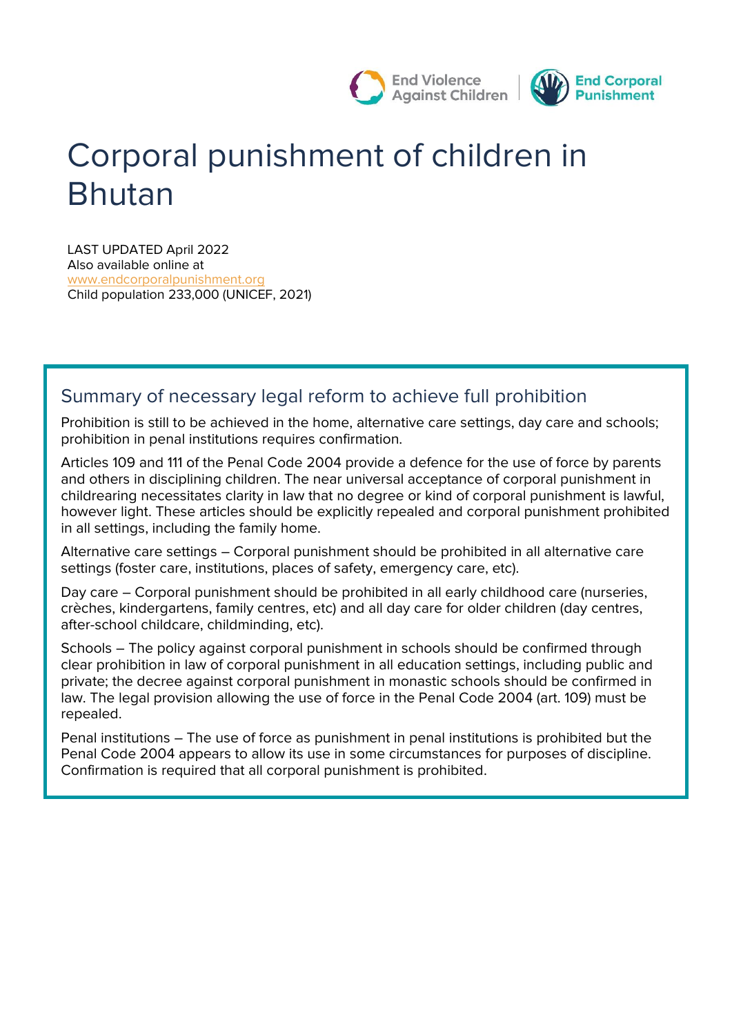End Violence Against Children | End Corporal Punishment

# Corporal punishment of children in Bhutan

LAST UPDATED April 2022
Also available online at
www.endcorporalpunishment.org
Child population 233,000 (UNICEF, 2021)

## Summary of necessary legal reform to achieve full prohibition

Prohibition is still to be achieved in the home, alternative care settings, day care and schools; prohibition in penal institutions requires confirmation.

Articles 109 and 111 of the Penal Code 2004 provide a defence for the use of force by parents and others in disciplining children. The near universal acceptance of corporal punishment in childrearing necessitates clarity in law that no degree or kind of corporal punishment is lawful, however light. These articles should be explicitly repealed and corporal punishment prohibited in all settings, including the family home.

Alternative care settings – Corporal punishment should be prohibited in all alternative care settings (foster care, institutions, places of safety, emergency care, etc).

Day care – Corporal punishment should be prohibited in all early childhood care (nurseries, crèches, kindergartens, family centres, etc) and all day care for older children (day centres, after-school childcare, childminding, etc).

Schools – The policy against corporal punishment in schools should be confirmed through clear prohibition in law of corporal punishment in all education settings, including public and private; the decree against corporal punishment in monastic schools should be confirmed in law. The legal provision allowing the use of force in the Penal Code 2004 (art. 109) must be repealed.

Penal institutions – The use of force as punishment in penal institutions is prohibited but the Penal Code 2004 appears to allow its use in some circumstances for purposes of discipline. Confirmation is required that all corporal punishment is prohibited.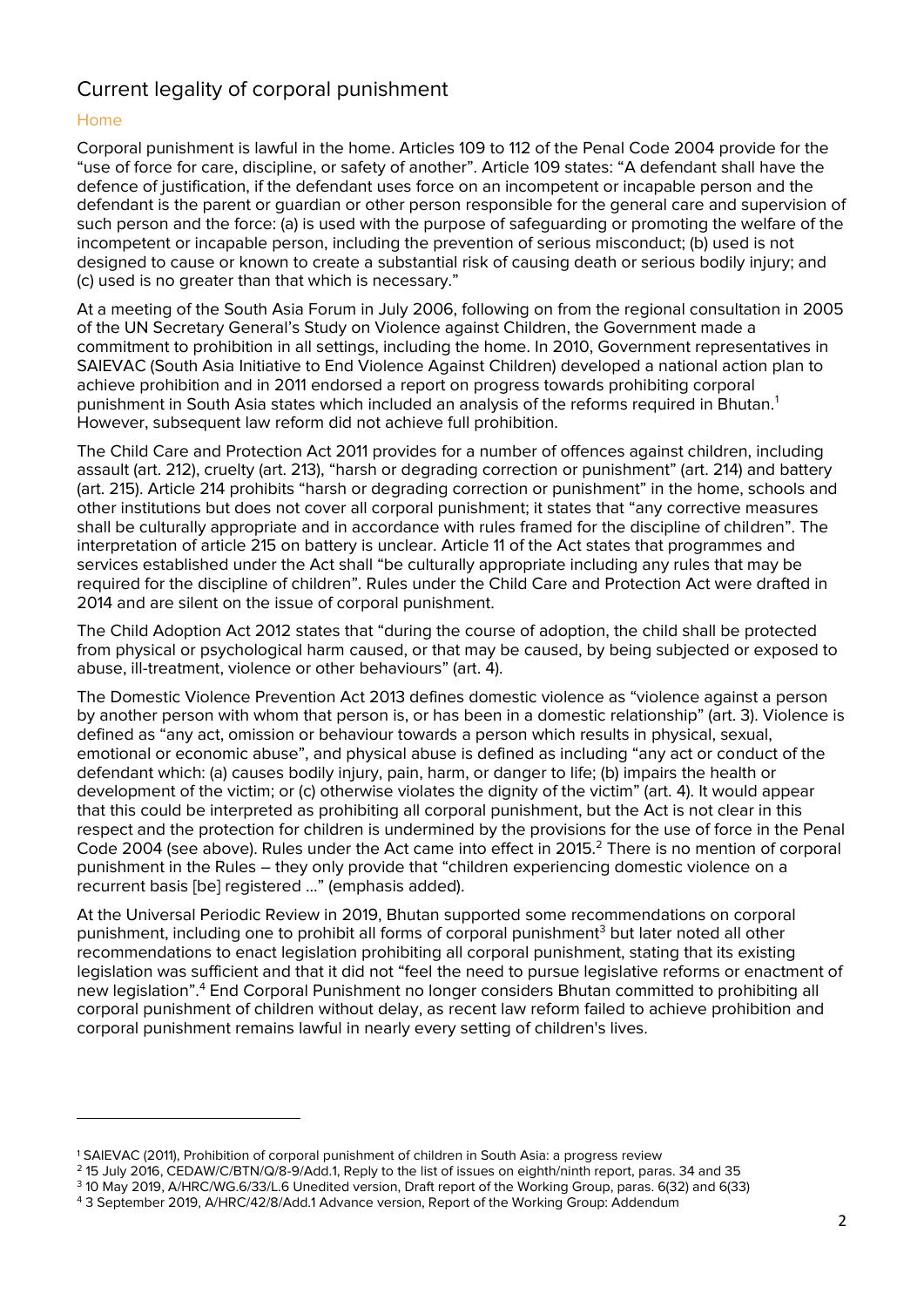## Current legality of corporal punishment

### Home

Corporal punishment is lawful in the home. Articles 109 to 112 of the Penal Code 2004 provide for the "use of force for care, discipline, or safety of another". Article 109 states: "A defendant shall have the defence of justification, if the defendant uses force on an incompetent or incapable person and the defendant is the parent or guardian or other person responsible for the general care and supervision of such person and the force: (a) is used with the purpose of safeguarding or promoting the welfare of the incompetent or incapable person, including the prevention of serious misconduct; (b) used is not designed to cause or known to create a substantial risk of causing death or serious bodily injury; and (c) used is no greater than that which is necessary."

At a meeting of the South Asia Forum in July 2006, following on from the regional consultation in 2005 of the UN Secretary General's Study on Violence against Children, the Government made a commitment to prohibition in all settings, including the home. In 2010, Government representatives in SAIEVAC (South Asia Initiative to End Violence Against Children) developed a national action plan to achieve prohibition and in 2011 endorsed a report on progress towards prohibiting corporal punishment in South Asia states which included an analysis of the reforms required in Bhutan.[1] However, subsequent law reform did not achieve full prohibition.

The Child Care and Protection Act 2011 provides for a number of offences against children, including assault (art. 212), cruelty (art. 213), "harsh or degrading correction or punishment" (art. 214) and battery (art. 215). Article 214 prohibits "harsh or degrading correction or punishment" in the home, schools and other institutions but does not cover all corporal punishment; it states that "any corrective measures shall be culturally appropriate and in accordance with rules framed for the discipline of children". The interpretation of article 215 on battery is unclear. Article 11 of the Act states that programmes and services established under the Act shall "be culturally appropriate including any rules that may be required for the discipline of children". Rules under the Child Care and Protection Act were drafted in 2014 and are silent on the issue of corporal punishment.

The Child Adoption Act 2012 states that "during the course of adoption, the child shall be protected from physical or psychological harm caused, or that may be caused, by being subjected or exposed to abuse, ill-treatment, violence or other behaviours" (art. 4).

The Domestic Violence Prevention Act 2013 defines domestic violence as "violence against a person by another person with whom that person is, or has been in a domestic relationship" (art. 3). Violence is defined as "any act, omission or behaviour towards a person which results in physical, sexual, emotional or economic abuse", and physical abuse is defined as including "any act or conduct of the defendant which: (a) causes bodily injury, pain, harm, or danger to life; (b) impairs the health or development of the victim; or (c) otherwise violates the dignity of the victim" (art. 4). It would appear that this could be interpreted as prohibiting all corporal punishment, but the Act is not clear in this respect and the protection for children is undermined by the provisions for the use of force in the Penal Code 2004 (see above). Rules under the Act came into effect in 2015.[2] There is no mention of corporal punishment in the Rules – they only provide that "children experiencing domestic violence on a recurrent basis [be] registered …" (emphasis added).

At the Universal Periodic Review in 2019, Bhutan supported some recommendations on corporal punishment, including one to prohibit all forms of corporal punishment[3] but later noted all other recommendations to enact legislation prohibiting all corporal punishment, stating that its existing legislation was sufficient and that it did not "feel the need to pursue legislative reforms or enactment of new legislation".[4] End Corporal Punishment no longer considers Bhutan committed to prohibiting all corporal punishment of children without delay, as recent law reform failed to achieve prohibition and corporal punishment remains lawful in nearly every setting of children's lives.

---

[1] SAIEVAC (2011), Prohibition of corporal punishment of children in South Asia: a progress review

[2] 15 July 2016, CEDAW/C/BTN/Q/8-9/Add.1, Reply to the list of issues on eighth/ninth report, paras. 34 and 35

[3] 10 May 2019, A/HRC/WG.6/33/L.6 Unedited version, Draft report of the Working Group, paras. 6(32) and 6(33)

[4] 3 September 2019, A/HRC/42/8/Add.1 Advance version, Report of the Working Group: Addendum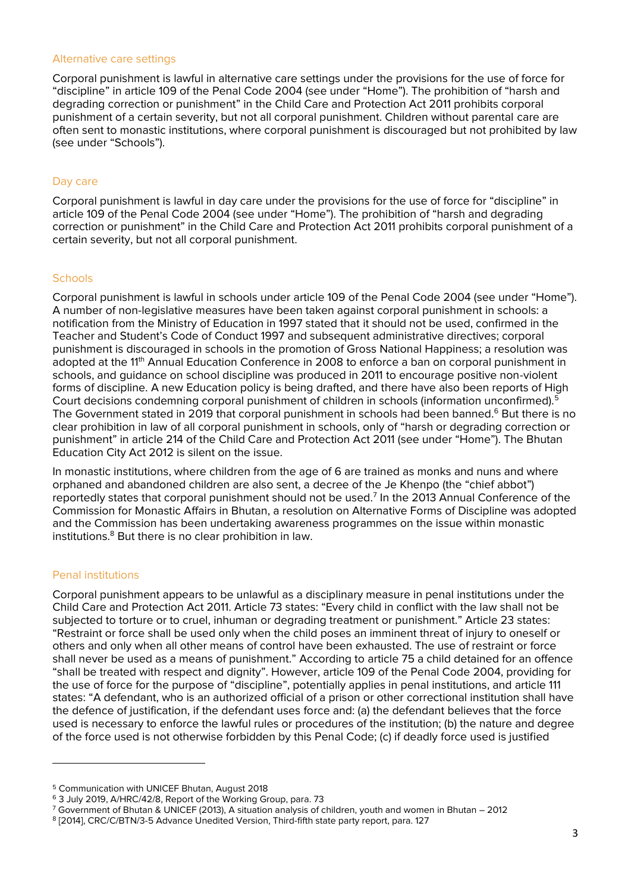### Alternative care settings

Corporal punishment is lawful in alternative care settings under the provisions for the use of force for "discipline" in article 109 of the Penal Code 2004 (see under "Home"). The prohibition of "harsh and degrading correction or punishment" in the Child Care and Protection Act 2011 prohibits corporal punishment of a certain severity, but not all corporal punishment. Children without parental care are often sent to monastic institutions, where corporal punishment is discouraged but not prohibited by law (see under "Schools").

### Day care

Corporal punishment is lawful in day care under the provisions for the use of force for "discipline" in article 109 of the Penal Code 2004 (see under "Home"). The prohibition of "harsh and degrading correction or punishment" in the Child Care and Protection Act 2011 prohibits corporal punishment of a certain severity, but not all corporal punishment.

### Schools

Corporal punishment is lawful in schools under article 109 of the Penal Code 2004 (see under "Home"). A number of non-legislative measures have been taken against corporal punishment in schools: a notification from the Ministry of Education in 1997 stated that it should not be used, confirmed in the Teacher and Student's Code of Conduct 1997 and subsequent administrative directives; corporal punishment is discouraged in schools in the promotion of Gross National Happiness; a resolution was adopted at the 11th Annual Education Conference in 2008 to enforce a ban on corporal punishment in schools, and guidance on school discipline was produced in 2011 to encourage positive non-violent forms of discipline. A new Education policy is being drafted, and there have also been reports of High Court decisions condemning corporal punishment of children in schools (information unconfirmed).[5] The Government stated in 2019 that corporal punishment in schools had been banned.[6] But there is no clear prohibition in law of all corporal punishment in schools, only of "harsh or degrading correction or punishment" in article 214 of the Child Care and Protection Act 2011 (see under "Home"). The Bhutan Education City Act 2012 is silent on the issue.

In monastic institutions, where children from the age of 6 are trained as monks and nuns and where orphaned and abandoned children are also sent, a decree of the Je Khenpo (the "chief abbot") reportedly states that corporal punishment should not be used.[7] In the 2013 Annual Conference of the Commission for Monastic Affairs in Bhutan, a resolution on Alternative Forms of Discipline was adopted and the Commission has been undertaking awareness programmes on the issue within monastic institutions.[8] But there is no clear prohibition in law.

### Penal institutions

Corporal punishment appears to be unlawful as a disciplinary measure in penal institutions under the Child Care and Protection Act 2011. Article 73 states: "Every child in conflict with the law shall not be subjected to torture or to cruel, inhuman or degrading treatment or punishment." Article 23 states: "Restraint or force shall be used only when the child poses an imminent threat of injury to oneself or others and only when all other means of control have been exhausted. The use of restraint or force shall never be used as a means of punishment." According to article 75 a child detained for an offence "shall be treated with respect and dignity". However, article 109 of the Penal Code 2004, providing for the use of force for the purpose of "discipline", potentially applies in penal institutions, and article 111 states: "A defendant, who is an authorized official of a prison or other correctional institution shall have the defence of justification, if the defendant uses force and: (a) the defendant believes that the force used is necessary to enforce the lawful rules or procedures of the institution; (b) the nature and degree of the force used is not otherwise forbidden by this Penal Code; (c) if deadly force used is justified

---

[5] Communication with UNICEF Bhutan, August 2018

[6] 3 July 2019, A/HRC/42/8, Report of the Working Group, para. 73

[7] Government of Bhutan & UNICEF (2013), A situation analysis of children, youth and women in Bhutan – 2012

[8] [2014], CRC/C/BTN/3-5 Advance Unedited Version, Third-fifth state party report, para. 127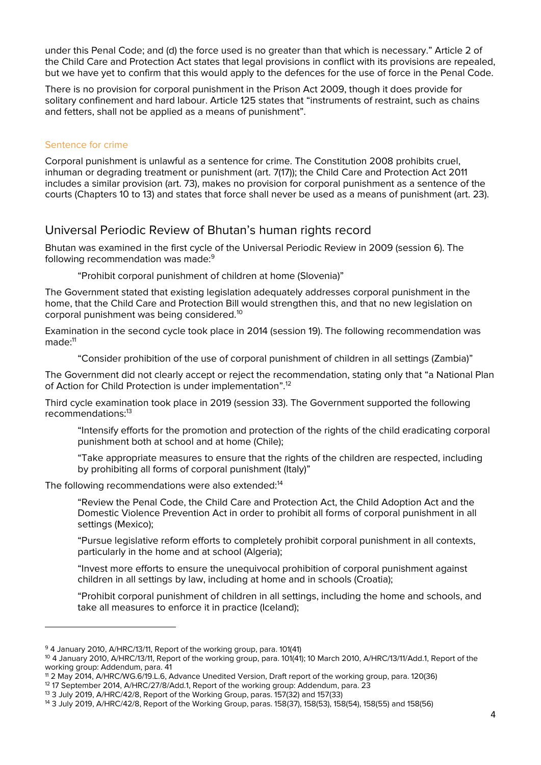under this Penal Code; and (d) the force used is no greater than that which is necessary." Article 2 of the Child Care and Protection Act states that legal provisions in conflict with its provisions are repealed, but we have yet to confirm that this would apply to the defences for the use of force in the Penal Code.

There is no provision for corporal punishment in the Prison Act 2009, though it does provide for solitary confinement and hard labour. Article 125 states that "instruments of restraint, such as chains and fetters, shall not be applied as a means of punishment".

### Sentence for crime

Corporal punishment is unlawful as a sentence for crime. The Constitution 2008 prohibits cruel, inhuman or degrading treatment or punishment (art. 7(17)); the Child Care and Protection Act 2011 includes a similar provision (art. 73), makes no provision for corporal punishment as a sentence of the courts (Chapters 10 to 13) and states that force shall never be used as a means of punishment (art. 23).

## Universal Periodic Review of Bhutan's human rights record

Bhutan was examined in the first cycle of the Universal Periodic Review in 2009 (session 6). The following recommendation was made:[9]

> "Prohibit corporal punishment of children at home (Slovenia)"

The Government stated that existing legislation adequately addresses corporal punishment in the home, that the Child Care and Protection Bill would strengthen this, and that no new legislation on corporal punishment was being considered.[10]

Examination in the second cycle took place in 2014 (session 19). The following recommendation was made:[11]

> "Consider prohibition of the use of corporal punishment of children in all settings (Zambia)"

The Government did not clearly accept or reject the recommendation, stating only that "a National Plan of Action for Child Protection is under implementation".[12]

Third cycle examination took place in 2019 (session 33). The Government supported the following recommendations:[13]

> "Intensify efforts for the promotion and protection of the rights of the child eradicating corporal punishment both at school and at home (Chile);
>
> "Take appropriate measures to ensure that the rights of the children are respected, including by prohibiting all forms of corporal punishment (Italy)"

The following recommendations were also extended:[14]

> "Review the Penal Code, the Child Care and Protection Act, the Child Adoption Act and the Domestic Violence Prevention Act in order to prohibit all forms of corporal punishment in all settings (Mexico);
>
> "Pursue legislative reform efforts to completely prohibit corporal punishment in all contexts, particularly in the home and at school (Algeria);
>
> "Invest more efforts to ensure the unequivocal prohibition of corporal punishment against children in all settings by law, including at home and in schools (Croatia);
>
> "Prohibit corporal punishment of children in all settings, including the home and schools, and take all measures to enforce it in practice (Iceland);

---

[9] 4 January 2010, A/HRC/13/11, Report of the working group, para. 101(41)

[10] 4 January 2010, A/HRC/13/11, Report of the working group, para. 101(41); 10 March 2010, A/HRC/13/11/Add.1, Report of the working group: Addendum, para. 41

[11] 2 May 2014, A/HRC/WG.6/19.L.6, Advance Unedited Version, Draft report of the working group, para. 120(36)

[12] 17 September 2014, A/HRC/27/8/Add.1, Report of the working group: Addendum, para. 23

[13] 3 July 2019, A/HRC/42/8, Report of the Working Group, paras. 157(32) and 157(33)

[14] 3 July 2019, A/HRC/42/8, Report of the Working Group, paras. 158(37), 158(53), 158(54), 158(55) and 158(56)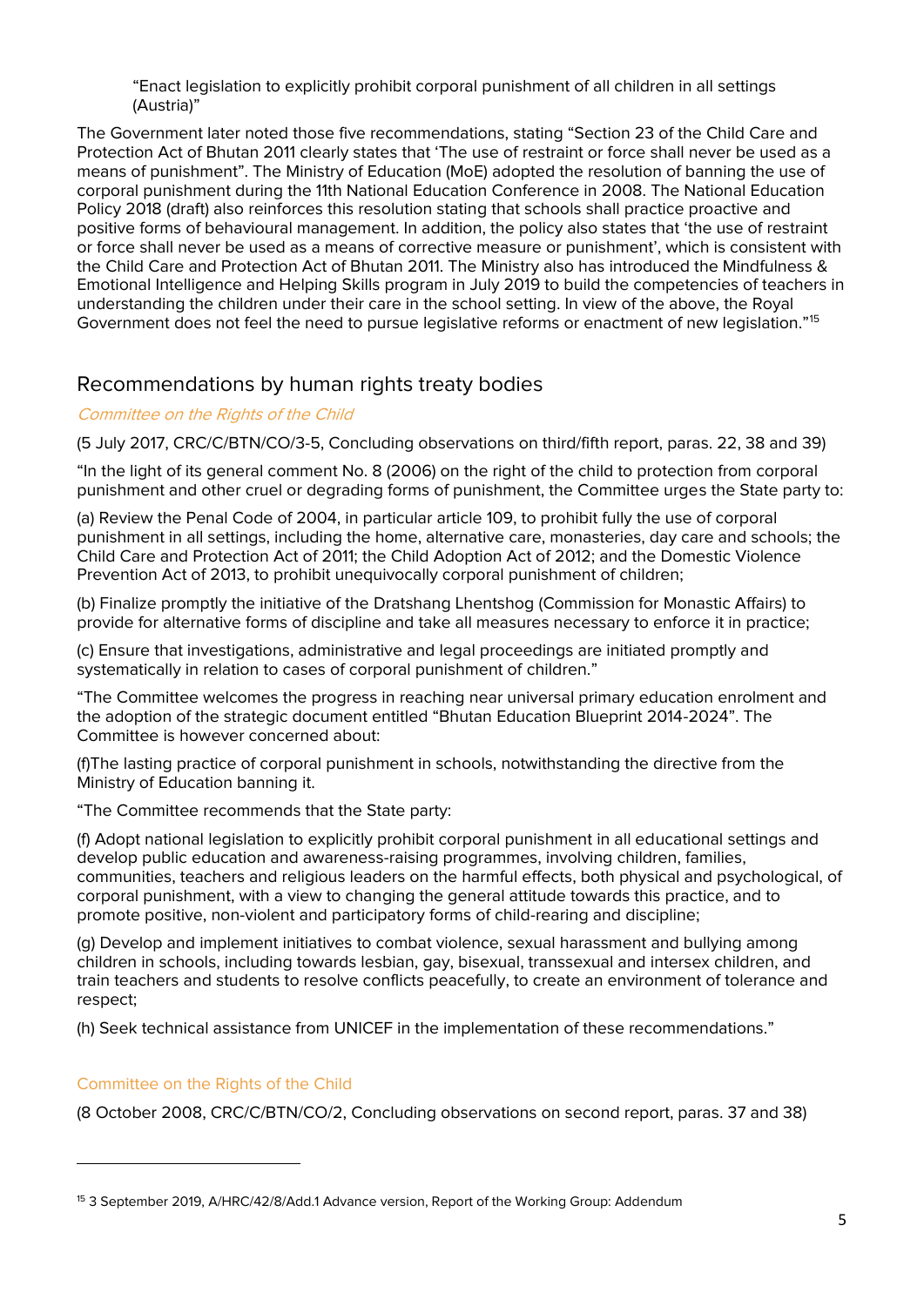> "Enact legislation to explicitly prohibit corporal punishment of all children in all settings (Austria)"

The Government later noted those five recommendations, stating "Section 23 of the Child Care and Protection Act of Bhutan 2011 clearly states that 'The use of restraint or force shall never be used as a means of punishment". The Ministry of Education (MoE) adopted the resolution of banning the use of corporal punishment during the 11th National Education Conference in 2008. The National Education Policy 2018 (draft) also reinforces this resolution stating that schools shall practice proactive and positive forms of behavioural management. In addition, the policy also states that 'the use of restraint or force shall never be used as a means of corrective measure or punishment', which is consistent with the Child Care and Protection Act of Bhutan 2011. The Ministry also has introduced the Mindfulness & Emotional Intelligence and Helping Skills program in July 2019 to build the competencies of teachers in understanding the children under their care in the school setting. In view of the above, the Royal Government does not feel the need to pursue legislative reforms or enactment of new legislation."[15]

## Recommendations by human rights treaty bodies

*Committee on the Rights of the Child*

(5 July 2017, CRC/C/BTN/CO/3-5, Concluding observations on third/fifth report, paras. 22, 38 and 39)

"In the light of its general comment No. 8 (2006) on the right of the child to protection from corporal punishment and other cruel or degrading forms of punishment, the Committee urges the State party to:

(a) Review the Penal Code of 2004, in particular article 109, to prohibit fully the use of corporal punishment in all settings, including the home, alternative care, monasteries, day care and schools; the Child Care and Protection Act of 2011; the Child Adoption Act of 2012; and the Domestic Violence Prevention Act of 2013, to prohibit unequivocally corporal punishment of children;

(b) Finalize promptly the initiative of the Dratshang Lhentshog (Commission for Monastic Affairs) to provide for alternative forms of discipline and take all measures necessary to enforce it in practice;

(c) Ensure that investigations, administrative and legal proceedings are initiated promptly and systematically in relation to cases of corporal punishment of children."

"The Committee welcomes the progress in reaching near universal primary education enrolment and the adoption of the strategic document entitled "Bhutan Education Blueprint 2014-2024". The Committee is however concerned about:

(f)The lasting practice of corporal punishment in schools, notwithstanding the directive from the Ministry of Education banning it.

"The Committee recommends that the State party:

(f) Adopt national legislation to explicitly prohibit corporal punishment in all educational settings and develop public education and awareness-raising programmes, involving children, families, communities, teachers and religious leaders on the harmful effects, both physical and psychological, of corporal punishment, with a view to changing the general attitude towards this practice, and to promote positive, non-violent and participatory forms of child-rearing and discipline;

(g) Develop and implement initiatives to combat violence, sexual harassment and bullying among children in schools, including towards lesbian, gay, bisexual, transsexual and intersex children, and train teachers and students to resolve conflicts peacefully, to create an environment of tolerance and respect;

(h) Seek technical assistance from UNICEF in the implementation of these recommendations."

Committee on the Rights of the Child

(8 October 2008, CRC/C/BTN/CO/2, Concluding observations on second report, paras. 37 and 38)

---

[15] 3 September 2019, A/HRC/42/8/Add.1 Advance version, Report of the Working Group: Addendum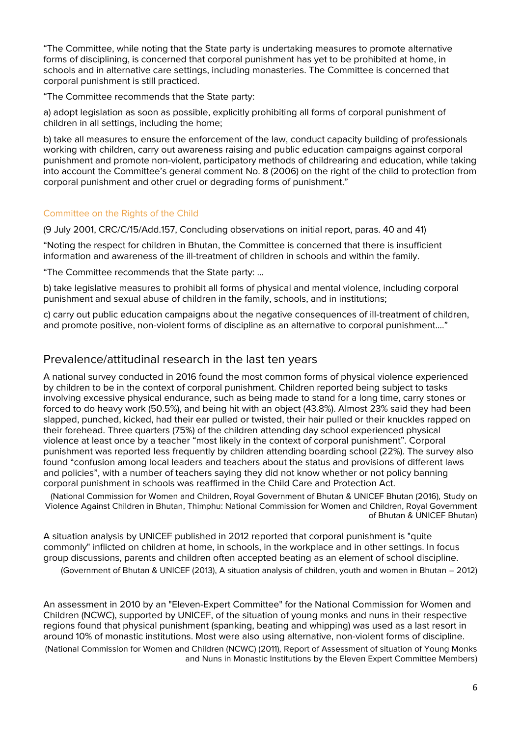"The Committee, while noting that the State party is undertaking measures to promote alternative forms of disciplining, is concerned that corporal punishment has yet to be prohibited at home, in schools and in alternative care settings, including monasteries. The Committee is concerned that corporal punishment is still practiced.

"The Committee recommends that the State party:

a) adopt legislation as soon as possible, explicitly prohibiting all forms of corporal punishment of children in all settings, including the home;

b) take all measures to ensure the enforcement of the law, conduct capacity building of professionals working with children, carry out awareness raising and public education campaigns against corporal punishment and promote non-violent, participatory methods of childrearing and education, while taking into account the Committee's general comment No. 8 (2006) on the right of the child to protection from corporal punishment and other cruel or degrading forms of punishment."

### Committee on the Rights of the Child

(9 July 2001, CRC/C/15/Add.157, Concluding observations on initial report, paras. 40 and 41)

"Noting the respect for children in Bhutan, the Committee is concerned that there is insufficient information and awareness of the ill-treatment of children in schools and within the family.

"The Committee recommends that the State party: …

b) take legislative measures to prohibit all forms of physical and mental violence, including corporal punishment and sexual abuse of children in the family, schools, and in institutions;

c) carry out public education campaigns about the negative consequences of ill-treatment of children, and promote positive, non-violent forms of discipline as an alternative to corporal punishment…."

## Prevalence/attitudinal research in the last ten years

A national survey conducted in 2016 found the most common forms of physical violence experienced by children to be in the context of corporal punishment. Children reported being subject to tasks involving excessive physical endurance, such as being made to stand for a long time, carry stones or forced to do heavy work (50.5%), and being hit with an object (43.8%). Almost 23% said they had been slapped, punched, kicked, had their ear pulled or twisted, their hair pulled or their knuckles rapped on their forehead. Three quarters (75%) of the children attending day school experienced physical violence at least once by a teacher "most likely in the context of corporal punishment". Corporal punishment was reported less frequently by children attending boarding school (22%). The survey also found "confusion among local leaders and teachers about the status and provisions of different laws and policies", with a number of teachers saying they did not know whether or not policy banning corporal punishment in schools was reaffirmed in the Child Care and Protection Act.

(National Commission for Women and Children, Royal Government of Bhutan & UNICEF Bhutan (2016), Study on Violence Against Children in Bhutan, Thimphu: National Commission for Women and Children, Royal Government of Bhutan & UNICEF Bhutan)

A situation analysis by UNICEF published in 2012 reported that corporal punishment is "quite commonly" inflicted on children at home, in schools, in the workplace and in other settings. In focus group discussions, parents and children often accepted beating as an element of school discipline.

(Government of Bhutan & UNICEF (2013), A situation analysis of children, youth and women in Bhutan – 2012)

An assessment in 2010 by an "Eleven-Expert Committee" for the National Commission for Women and Children (NCWC), supported by UNICEF, of the situation of young monks and nuns in their respective regions found that physical punishment (spanking, beating and whipping) was used as a last resort in around 10% of monastic institutions. Most were also using alternative, non-violent forms of discipline.

(National Commission for Women and Children (NCWC) (2011), Report of Assessment of situation of Young Monks and Nuns in Monastic Institutions by the Eleven Expert Committee Members)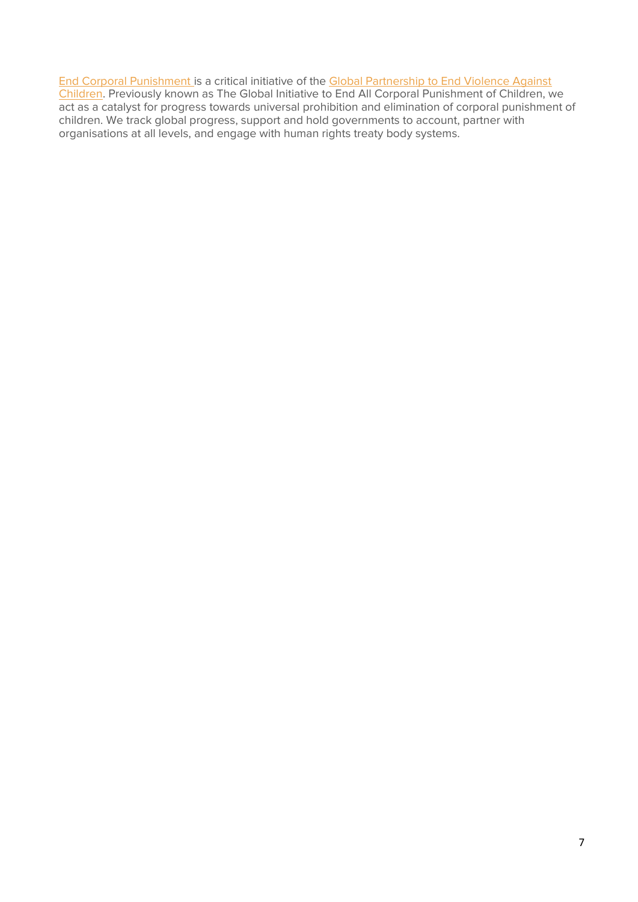End Corporal Punishment is a critical initiative of the Global Partnership to End Violence Against Children. Previously known as The Global Initiative to End All Corporal Punishment of Children, we act as a catalyst for progress towards universal prohibition and elimination of corporal punishment of children. We track global progress, support and hold governments to account, partner with organisations at all levels, and engage with human rights treaty body systems.